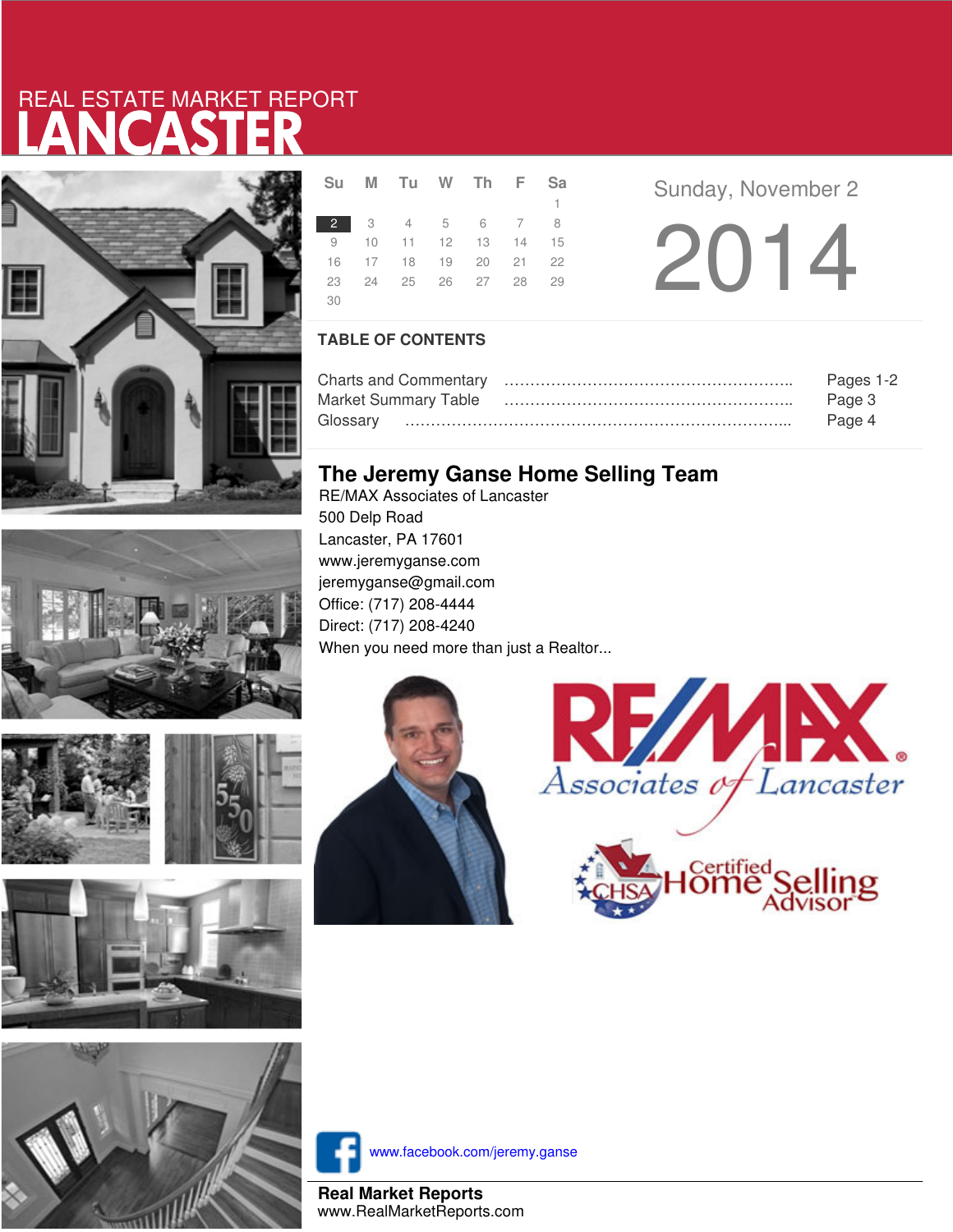REAL ESTATE MARKET REPORT

# LANCASTER

| Su | M | Tu | W | Th | F | Sa |
|---|---|---|---|---|---|---|
| | | | | | | 1 |
| 2 | 3 | 4 | 5 | 6 | 7 | 8 |
| 9 | 10 | 11 | 12 | 13 | 14 | 15 |
| 16 | 17 | 18 | 19 | 20 | 21 | 22 |
| 23 | 24 | 25 | 26 | 27 | 28 | 29 |
| 30 | | | | | | |

Sunday, November 2

2014

## TABLE OF CONTENTS

| | |
|---|---|
| Charts and Commentary | Pages 1-2 |
| Market Summary Table | Page 3 |
| Glossary | Page 4 |

## The Jeremy Ganse Home Selling Team

RE/MAX Associates of Lancaster
500 Delp Road
Lancaster, PA 17601
www.jeremyganse.com
jeremyganse@gmail.com
Office: (717) 208-4444
Direct: (717) 208-4240
When you need more than just a Realtor...

RE/MAX Associates of Lancaster

CHSA Certified Home Selling Advisor

www.facebook.com/jeremy.ganse

**Real Market Reports**
www.RealMarketReports.com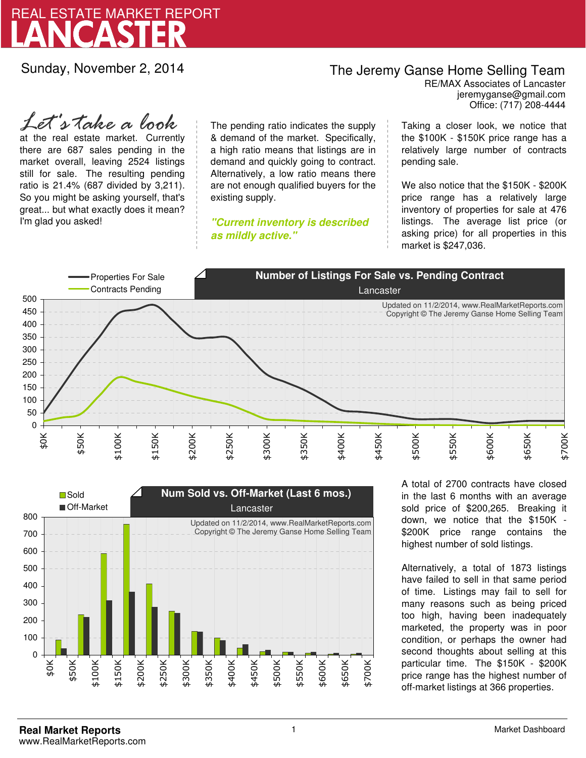# REAL ESTATE MARKET REPORT
# LANCASTER

Sunday, November 2, 2014

**The Jeremy Ganse Home Selling Team**
RE/MAX Associates of Lancaster
jeremyganse@gmail.com
Office: (717) 208-4444

*Let's take a look* at the real estate market. Currently there are 687 sales pending in the market overall, leaving 2524 listings still for sale. The resulting pending ratio is 21.4% (687 divided by 3,211). So you might be asking yourself, that's great... but what exactly does it mean? I'm glad you asked!

The pending ratio indicates the supply & demand of the market. Specifically, a high ratio means that listings are in demand and quickly going to contract. Alternatively, a low ratio means there are not enough qualified buyers for the existing supply.

***"Current inventory is described as mildly active."***

Taking a closer look, we notice that the $100K - $150K price range has a relatively large number of contracts pending sale.

We also notice that the $150K - $200K price range has a relatively large inventory of properties for sale at 476 listings. The average list price (or asking price) for all properties in this market is $247,036.

**Number of Listings For Sale vs. Pending Contract**
Lancaster

Properties For Sale
Contracts Pending

Updated on 11/2/2014, www.RealMarketReports.com
Copyright © The Jeremy Ganse Home Selling Team

**Num Sold vs. Off-Market (Last 6 mos.)**
Lancaster

Sold
Off-Market

Updated on 11/2/2014, www.RealMarketReports.com
Copyright © The Jeremy Ganse Home Selling Team

A total of 2700 contracts have closed in the last 6 months with an average sold price of $200,265. Breaking it down, we notice that the $150K - $200K price range contains the highest number of sold listings.

Alternatively, a total of 1873 listings have failed to sell in that same period of time. Listings may fail to sell for many reasons such as being priced too high, having been inadequately marketed, the property was in poor condition, or perhaps the owner had second thoughts about selling at this particular time. The $150K - $200K price range has the highest number of off-market listings at 366 properties.

**Real Market Reports**
www.RealMarketReports.com

Market Dashboard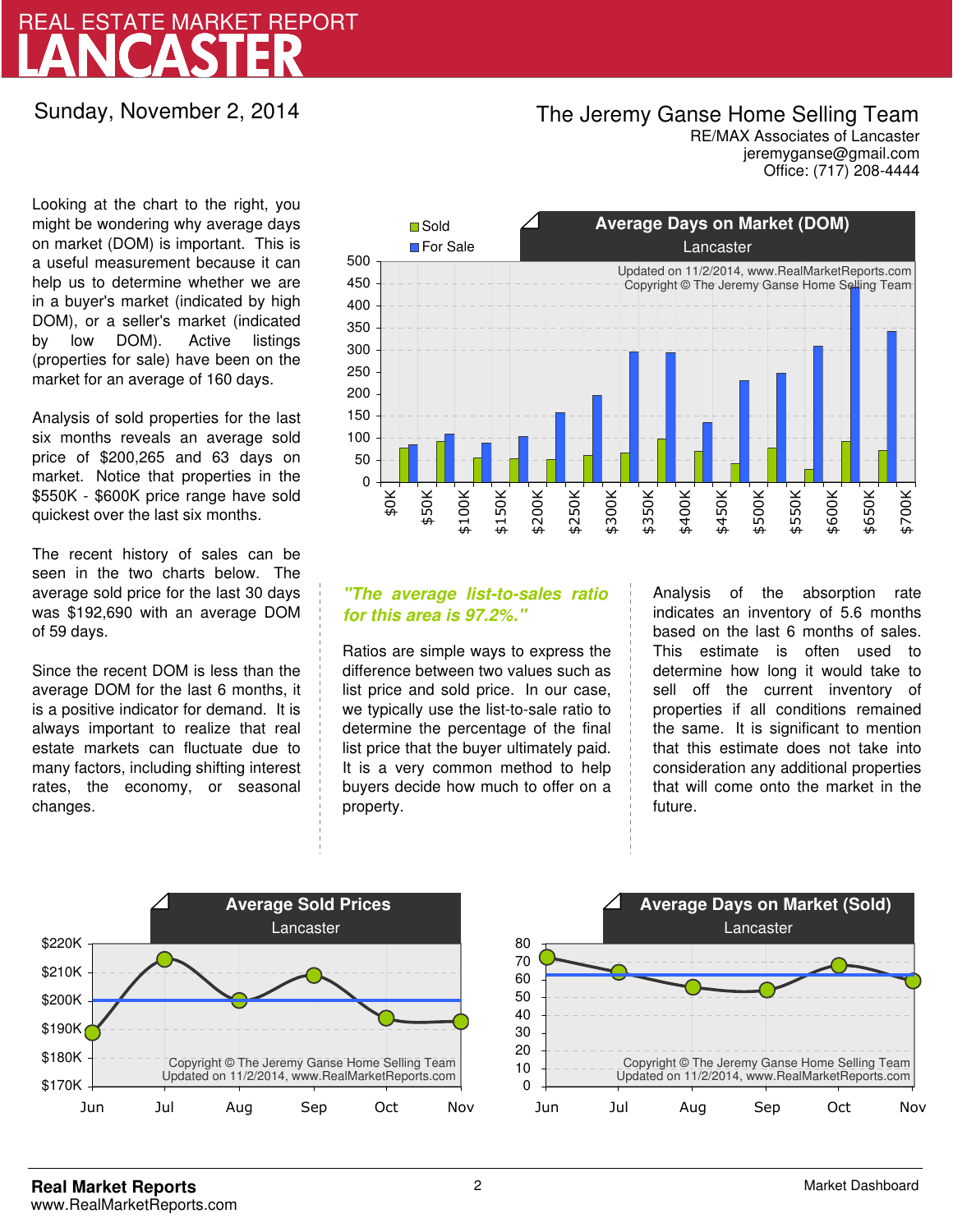# REAL ESTATE MARKET REPORT
# LANCASTER

Sunday, November 2, 2014

**The Jeremy Ganse Home Selling Team**
RE/MAX Associates of Lancaster
jeremyganse@gmail.com
Office: (717) 208-4444

Looking at the chart to the right, you might be wondering why average days on market (DOM) is important. This is a useful measurement because it can help us to determine whether we are in a buyer's market (indicated by high DOM), or a seller's market (indicated by low DOM). Active listings (properties for sale) have been on the market for an average of 160 days.

Analysis of sold properties for the last six months reveals an average sold price of $200,265 and 63 days on market. Notice that properties in the $550K - $600K price range have sold quickest over the last six months.

The recent history of sales can be seen in the two charts below. The average sold price for the last 30 days was $192,690 with an average DOM of 59 days.

Since the recent DOM is less than the average DOM for the last 6 months, it is a positive indicator for demand. It is always important to realize that real estate markets can fluctuate due to many factors, including shifting interest rates, the economy, or seasonal changes.

**Average Days on Market (DOM)**
Lancaster

Updated on 11/2/2014, www.RealMarketReports.com
Copyright © The Jeremy Ganse Home Selling Team

*"The average list-to-sales ratio for this area is 97.2%."*

Ratios are simple ways to express the difference between two values such as list price and sold price. In our case, we typically use the list-to-sale ratio to determine the percentage of the final list price that the buyer ultimately paid. It is a very common method to help buyers decide how much to offer on a property.

Analysis of the absorption rate indicates an inventory of 5.6 months based on the last 6 months of sales. This estimate is often used to determine how long it would take to sell off the current inventory of properties if all conditions remained the same. It is significant to mention that this estimate does not take into consideration any additional properties that will come onto the market in the future.

**Average Sold Prices**
Lancaster

Copyright © The Jeremy Ganse Home Selling Team
Updated on 11/2/2014, www.RealMarketReports.com

**Average Days on Market (Sold)**
Lancaster

Copyright © The Jeremy Ganse Home Selling Team
Updated on 11/2/2014, www.RealMarketReports.com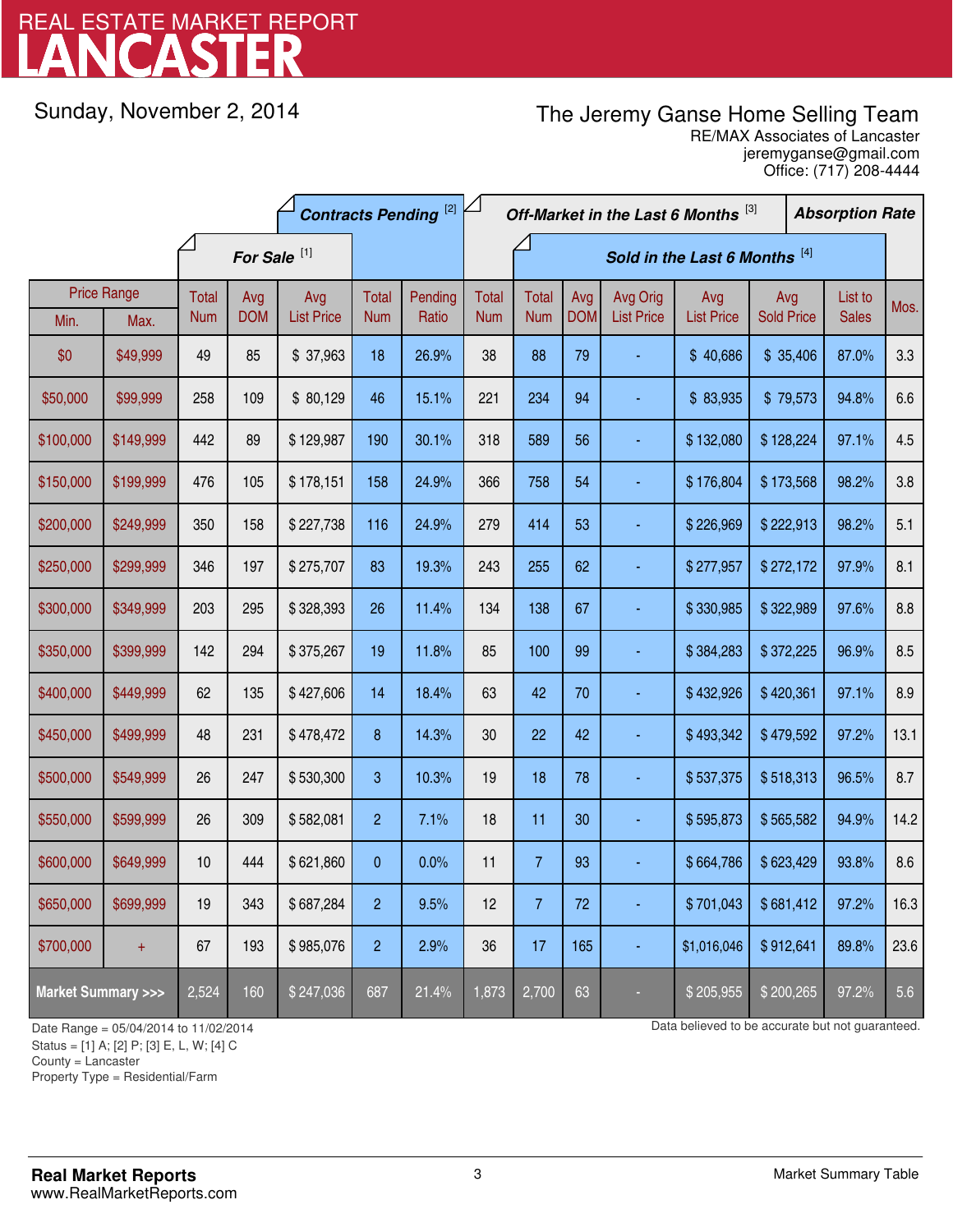# REAL ESTATE MARKET REPORT
# LANCASTER

Sunday, November 2, 2014

**The Jeremy Ganse Home Selling Team**
RE/MAX Associates of Lancaster
jeremyganse@gmail.com
Office: (717) 208-4444

| Price Range | | For Sale [1] | | | Contracts Pending [2] | | Off-Market in the Last 6 Months [3] | Sold in the Last 6 Months [4] | | | | | | Absorption Rate |
|---|---|---|---|---|---|---|---|---|---|---|---|---|---|---|
| Min. | Max. | Total Num | Avg DOM | Avg List Price | Total Num | Pending Ratio | Total Num | Total Num | Avg DOM | Avg Orig List Price | Avg List Price | Avg Sold Price | List to Sales | Mos. |
| $0 | $49,999 | 49 | 85 | $ 37,963 | 18 | 26.9% | 38 | 88 | 79 | - | $ 40,686 | $ 35,406 | 87.0% | 3.3 |
| $50,000 | $99,999 | 258 | 109 | $ 80,129 | 46 | 15.1% | 221 | 234 | 94 | - | $ 83,935 | $ 79,573 | 94.8% | 6.6 |
| $100,000 | $149,999 | 442 | 89 | $ 129,987 | 190 | 30.1% | 318 | 589 | 56 | - | $ 132,080 | $ 128,224 | 97.1% | 4.5 |
| $150,000 | $199,999 | 476 | 105 | $ 178,151 | 158 | 24.9% | 366 | 758 | 54 | - | $ 176,804 | $ 173,568 | 98.2% | 3.8 |
| $200,000 | $249,999 | 350 | 158 | $ 227,738 | 116 | 24.9% | 279 | 414 | 53 | - | $ 226,969 | $ 222,913 | 98.2% | 5.1 |
| $250,000 | $299,999 | 346 | 197 | $ 275,707 | 83 | 19.3% | 243 | 255 | 62 | - | $ 277,957 | $ 272,172 | 97.9% | 8.1 |
| $300,000 | $349,999 | 203 | 295 | $ 328,393 | 26 | 11.4% | 134 | 138 | 67 | - | $ 330,985 | $ 322,989 | 97.6% | 8.8 |
| $350,000 | $399,999 | 142 | 294 | $ 375,267 | 19 | 11.8% | 85 | 100 | 99 | - | $ 384,283 | $ 372,225 | 96.9% | 8.5 |
| $400,000 | $449,999 | 62 | 135 | $ 427,606 | 14 | 18.4% | 63 | 42 | 70 | - | $ 432,926 | $ 420,361 | 97.1% | 8.9 |
| $450,000 | $499,999 | 48 | 231 | $ 478,472 | 8 | 14.3% | 30 | 22 | 42 | - | $ 493,342 | $ 479,592 | 97.2% | 13.1 |
| $500,000 | $549,999 | 26 | 247 | $ 530,300 | 3 | 10.3% | 19 | 18 | 78 | - | $ 537,375 | $ 518,313 | 96.5% | 8.7 |
| $550,000 | $599,999 | 26 | 309 | $ 582,081 | 2 | 7.1% | 18 | 11 | 30 | - | $ 595,873 | $ 565,582 | 94.9% | 14.2 |
| $600,000 | $649,999 | 10 | 444 | $ 621,860 | 0 | 0.0% | 11 | 7 | 93 | - | $ 664,786 | $ 623,429 | 93.8% | 8.6 |
| $650,000 | $699,999 | 19 | 343 | $ 687,284 | 2 | 9.5% | 12 | 7 | 72 | - | $ 701,043 | $ 681,412 | 97.2% | 16.3 |
| $700,000 | + | 67 | 193 | $ 985,076 | 2 | 2.9% | 36 | 17 | 165 | - | $1,016,046 | $ 912,641 | 89.8% | 23.6 |
| **Market Summary >>>** | | 2,524 | 160 | $ 247,036 | 687 | 21.4% | 1,873 | 2,700 | 63 | - | $ 205,955 | $ 200,265 | 97.2% | 5.6 |

Date Range = 05/04/2014 to 11/02/2014
Status = [1] A; [2] P; [3] E, L, W; [4] C
County = Lancaster
Property Type = Residential/Farm

Data believed to be accurate but not guaranteed.

**Real Market Reports**
www.RealMarketReports.com

Market Summary Table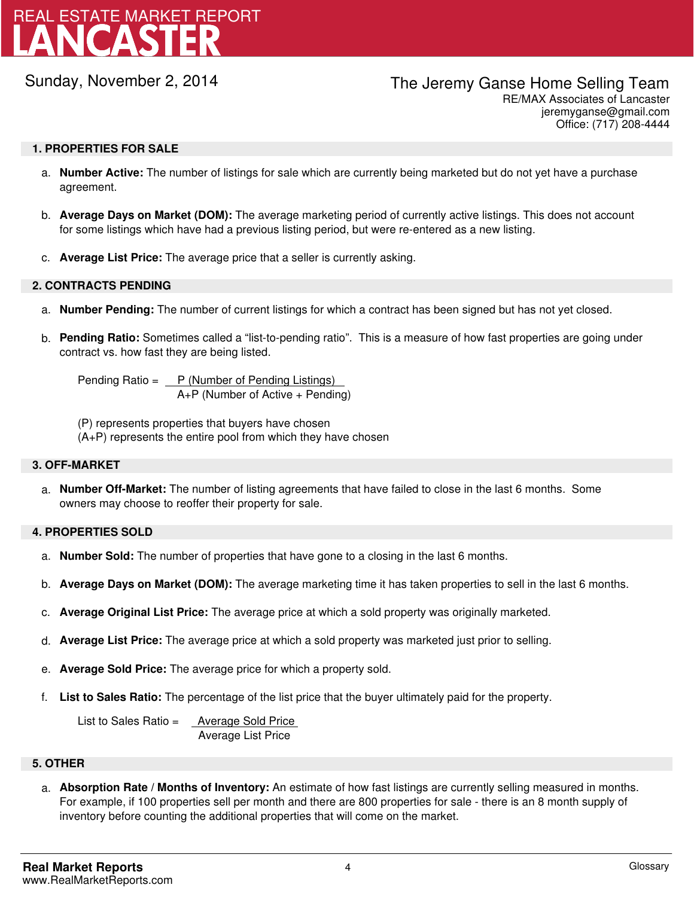# REAL ESTATE MARKET REPORT LANCASTER

Sunday, November 2, 2014

**The Jeremy Ganse Home Selling Team**
RE/MAX Associates of Lancaster
jeremyganse@gmail.com
Office: (717) 208-4444

## 1. PROPERTIES FOR SALE

a. **Number Active:** The number of listings for sale which are currently being marketed but do not yet have a purchase agreement.

b. **Average Days on Market (DOM):** The average marketing period of currently active listings. This does not account for some listings which have had a previous listing period, but were re-entered as a new listing.

c. **Average List Price:** The average price that a seller is currently asking.

## 2. CONTRACTS PENDING

a. **Number Pending:** The number of current listings for which a contract has been signed but has not yet closed.

b. **Pending Ratio:** Sometimes called a "list-to-pending ratio". This is a measure of how fast properties are going under contract vs. how fast they are being listed.

$$\text{Pending Ratio} = \frac{\text{P (Number of Pending Listings)}}{\text{A+P (Number of Active + Pending)}}$$

(P) represents properties that buyers have chosen
(A+P) represents the entire pool from which they have chosen

## 3. OFF-MARKET

a. **Number Off-Market:** The number of listing agreements that have failed to close in the last 6 months. Some owners may choose to reoffer their property for sale.

## 4. PROPERTIES SOLD

a. **Number Sold:** The number of properties that have gone to a closing in the last 6 months.

b. **Average Days on Market (DOM):** The average marketing time it has taken properties to sell in the last 6 months.

c. **Average Original List Price:** The average price at which a sold property was originally marketed.

d. **Average List Price:** The average price at which a sold property was marketed just prior to selling.

e. **Average Sold Price:** The average price for which a property sold.

f. **List to Sales Ratio:** The percentage of the list price that the buyer ultimately paid for the property.

$$\text{List to Sales Ratio} = \frac{\text{Average Sold Price}}{\text{Average List Price}}$$

## 5. OTHER

a. **Absorption Rate / Months of Inventory:** An estimate of how fast listings are currently selling measured in months. For example, if 100 properties sell per month and there are 800 properties for sale - there is an 8 month supply of inventory before counting the additional properties that will come on the market.